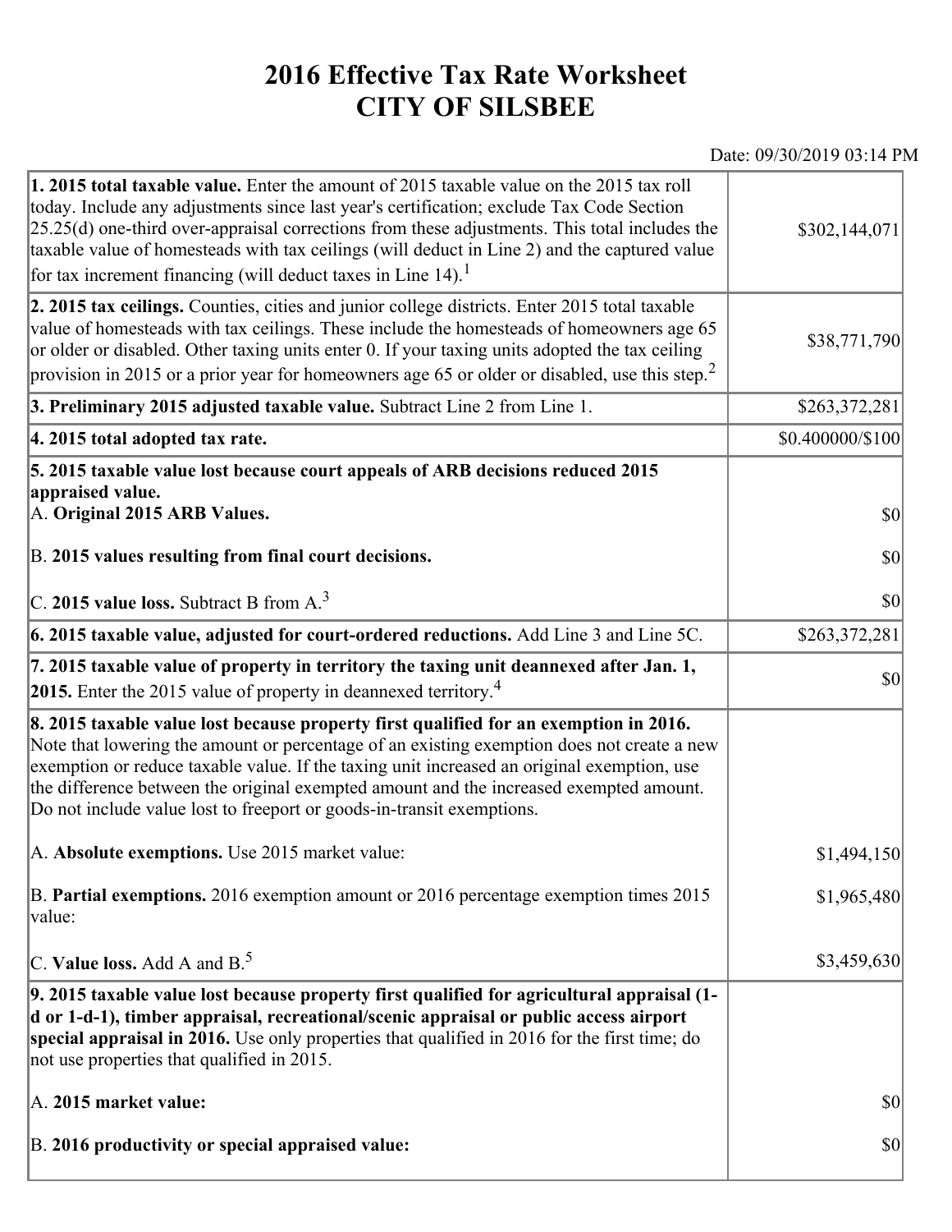# 2016 Effective Tax Rate Worksheet
# CITY OF SILSBEE

Date: 09/30/2019 03:14 PM

| | |
|---|---|
| **1. 2015 total taxable value.** Enter the amount of 2015 taxable value on the 2015 tax roll today. Include any adjustments since last year's certification; exclude Tax Code Section 25.25(d) one-third over-appraisal corrections from these adjustments. This total includes the taxable value of homesteads with tax ceilings (will deduct in Line 2) and the captured value for tax increment financing (will deduct taxes in Line 14).[1] | $302,144,071 |
| **2. 2015 tax ceilings.** Counties, cities and junior college districts. Enter 2015 total taxable value of homesteads with tax ceilings. These include the homesteads of homeowners age 65 or older or disabled. Other taxing units enter 0. If your taxing units adopted the tax ceiling provision in 2015 or a prior year for homeowners age 65 or older or disabled, use this step.[2] | $38,771,790 |
| **3. Preliminary 2015 adjusted taxable value.** Subtract Line 2 from Line 1. | $263,372,281 |
| **4. 2015 total adopted tax rate.** | $0.400000/$100 |
| **5. 2015 taxable value lost because court appeals of ARB decisions reduced 2015 appraised value.**<br>A. **Original 2015 ARB Values.**<br>B. **2015 values resulting from final court decisions.**<br>C. **2015 value loss.** Subtract B from A.[3] | <br><br>$0<br>$0<br>$0 |
| **6. 2015 taxable value, adjusted for court-ordered reductions.** Add Line 3 and Line 5C. | $263,372,281 |
| **7. 2015 taxable value of property in territory the taxing unit deannexed after Jan. 1, 2015.** Enter the 2015 value of property in deannexed territory.[4] | $0 |
| **8. 2015 taxable value lost because property first qualified for an exemption in 2016.** Note that lowering the amount or percentage of an existing exemption does not create a new exemption or reduce taxable value. If the taxing unit increased an original exemption, use the difference between the original exempted amount and the increased exempted amount. Do not include value lost to freeport or goods-in-transit exemptions.<br>A. **Absolute exemptions.** Use 2015 market value:<br>B. **Partial exemptions.** 2016 exemption amount or 2016 percentage exemption times 2015 value:<br>C. **Value loss.** Add A and B.[5] | <br><br><br><br><br>$1,494,150<br>$1,965,480<br>$3,459,630 |
| **9. 2015 taxable value lost because property first qualified for agricultural appraisal (1-d or 1-d-1), timber appraisal, recreational/scenic appraisal or public access airport special appraisal in 2016.** Use only properties that qualified in 2016 for the first time; do not use properties that qualified in 2015.<br>A. **2015 market value:**<br>B. **2016 productivity or special appraised value:** | <br><br><br><br>$0<br>$0 |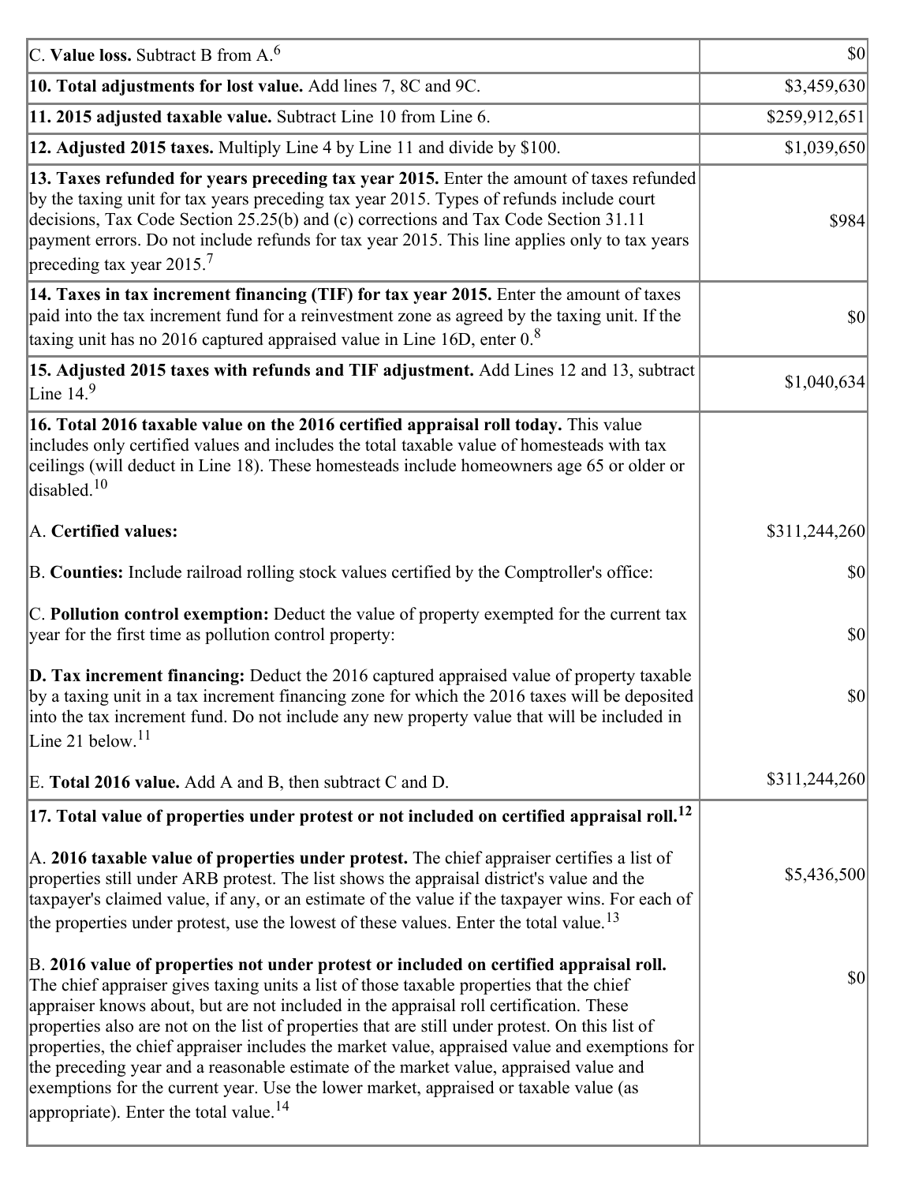| | |
|---|---|
| C. **Value loss.** Subtract B from A.[6] | $0 |
| **10. Total adjustments for lost value.** Add lines 7, 8C and 9C. | $3,459,630 |
| **11. 2015 adjusted taxable value.** Subtract Line 10 from Line 6. | $259,912,651 |
| **12. Adjusted 2015 taxes.** Multiply Line 4 by Line 11 and divide by $100. | $1,039,650 |
| **13. Taxes refunded for years preceding tax year 2015.** Enter the amount of taxes refunded by the taxing unit for tax years preceding tax year 2015. Types of refunds include court decisions, Tax Code Section 25.25(b) and (c) corrections and Tax Code Section 31.11 payment errors. Do not include refunds for tax year 2015. This line applies only to tax years preceding tax year 2015.[7] | $984 |
| **14. Taxes in tax increment financing (TIF) for tax year 2015.** Enter the amount of taxes paid into the tax increment fund for a reinvestment zone as agreed by the taxing unit. If the taxing unit has no 2016 captured appraised value in Line 16D, enter 0.[8] | $0 |
| **15. Adjusted 2015 taxes with refunds and TIF adjustment.** Add Lines 12 and 13, subtract Line 14.[9] | $1,040,634 |
| **16. Total 2016 taxable value on the 2016 certified appraisal roll today.** This value includes only certified values and includes the total taxable value of homesteads with tax ceilings (will deduct in Line 18). These homesteads include homeowners age 65 or older or disabled.[10] | |
| A. **Certified values:** | $311,244,260 |
| B. **Counties:** Include railroad rolling stock values certified by the Comptroller's office: | $0 |
| C. **Pollution control exemption:** Deduct the value of property exempted for the current tax year for the first time as pollution control property: | $0 |
| **D. Tax increment financing:** Deduct the 2016 captured appraised value of property taxable by a taxing unit in a tax increment financing zone for which the 2016 taxes will be deposited into the tax increment fund. Do not include any new property value that will be included in Line 21 below.[11] | $0 |
| E. **Total 2016 value.** Add A and B, then subtract C and D. | $311,244,260 |
| **17. Total value of properties under protest or not included on certified appraisal roll.**[12] | |
| A. **2016 taxable value of properties under protest.** The chief appraiser certifies a list of properties still under ARB protest. The list shows the appraisal district's value and the taxpayer's claimed value, if any, or an estimate of the value if the taxpayer wins. For each of the properties under protest, use the lowest of these values. Enter the total value.[13] | $5,436,500 |
| B. **2016 value of properties not under protest or included on certified appraisal roll.** The chief appraiser gives taxing units a list of those taxable properties that the chief appraiser knows about, but are not included in the appraisal roll certification. These properties also are not on the list of properties that are still under protest. On this list of properties, the chief appraiser includes the market value, appraised value and exemptions for the preceding year and a reasonable estimate of the market value, appraised value and exemptions for the current year. Use the lower market, appraised or taxable value (as appropriate). Enter the total value.[14] | $0 |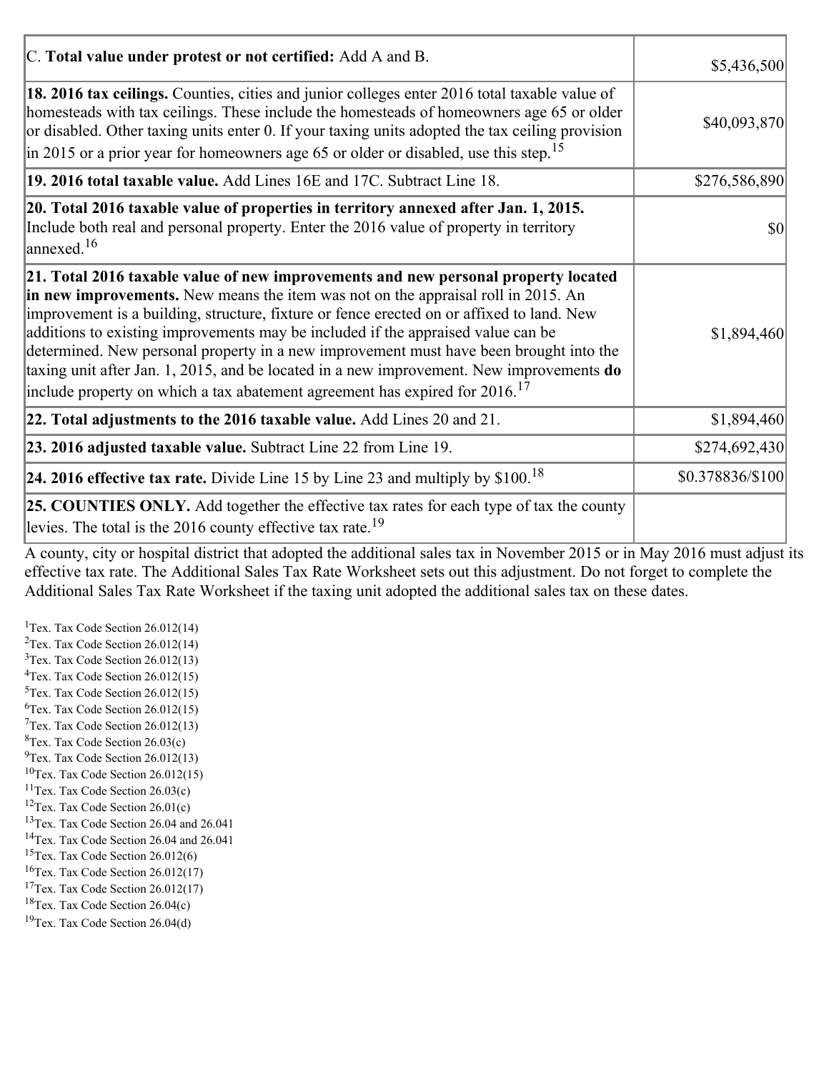| | |
|---|---|
| C. **Total value under protest or not certified:** Add A and B. | $5,436,500 |
| **18. 2016 tax ceilings.** Counties, cities and junior colleges enter 2016 total taxable value of homesteads with tax ceilings. These include the homesteads of homeowners age 65 or older or disabled. Other taxing units enter 0. If your taxing units adopted the tax ceiling provision in 2015 or a prior year for homeowners age 65 or older or disabled, use this step.[15] | $40,093,870 |
| **19. 2016 total taxable value.** Add Lines 16E and 17C. Subtract Line 18. | $276,586,890 |
| **20. Total 2016 taxable value of properties in territory annexed after Jan. 1, 2015.** Include both real and personal property. Enter the 2016 value of property in territory annexed.[16] | $0 |
| **21. Total 2016 taxable value of new improvements and new personal property located in new improvements.** New means the item was not on the appraisal roll in 2015. An improvement is a building, structure, fixture or fence erected on or affixed to land. New additions to existing improvements may be included if the appraised value can be determined. New personal property in a new improvement must have been brought into the taxing unit after Jan. 1, 2015, and be located in a new improvement. New improvements **do** include property on which a tax abatement agreement has expired for 2016.[17] | $1,894,460 |
| **22. Total adjustments to the 2016 taxable value.** Add Lines 20 and 21. | $1,894,460 |
| **23. 2016 adjusted taxable value.** Subtract Line 22 from Line 19. | $274,692,430 |
| **24. 2016 effective tax rate.** Divide Line 15 by Line 23 and multiply by $100.[18] | $0.378836/$100 |
| **25. COUNTIES ONLY.** Add together the effective tax rates for each type of tax the county levies. The total is the 2016 county effective tax rate.[19] | |

A county, city or hospital district that adopted the additional sales tax in November 2015 or in May 2016 must adjust its effective tax rate. The Additional Sales Tax Rate Worksheet sets out this adjustment. Do not forget to complete the Additional Sales Tax Rate Worksheet if the taxing unit adopted the additional sales tax on these dates.

[1] Tex. Tax Code Section 26.012(14)
[2] Tex. Tax Code Section 26.012(14)
[3] Tex. Tax Code Section 26.012(13)
[4] Tex. Tax Code Section 26.012(15)
[5] Tex. Tax Code Section 26.012(15)
[6] Tex. Tax Code Section 26.012(15)
[7] Tex. Tax Code Section 26.012(13)
[8] Tex. Tax Code Section 26.03(c)
[9] Tex. Tax Code Section 26.012(13)
[10] Tex. Tax Code Section 26.012(15)
[11] Tex. Tax Code Section 26.03(c)
[12] Tex. Tax Code Section 26.01(c)
[13] Tex. Tax Code Section 26.04 and 26.041
[14] Tex. Tax Code Section 26.04 and 26.041
[15] Tex. Tax Code Section 26.012(6)
[16] Tex. Tax Code Section 26.012(17)
[17] Tex. Tax Code Section 26.012(17)
[18] Tex. Tax Code Section 26.04(c)
[19] Tex. Tax Code Section 26.04(d)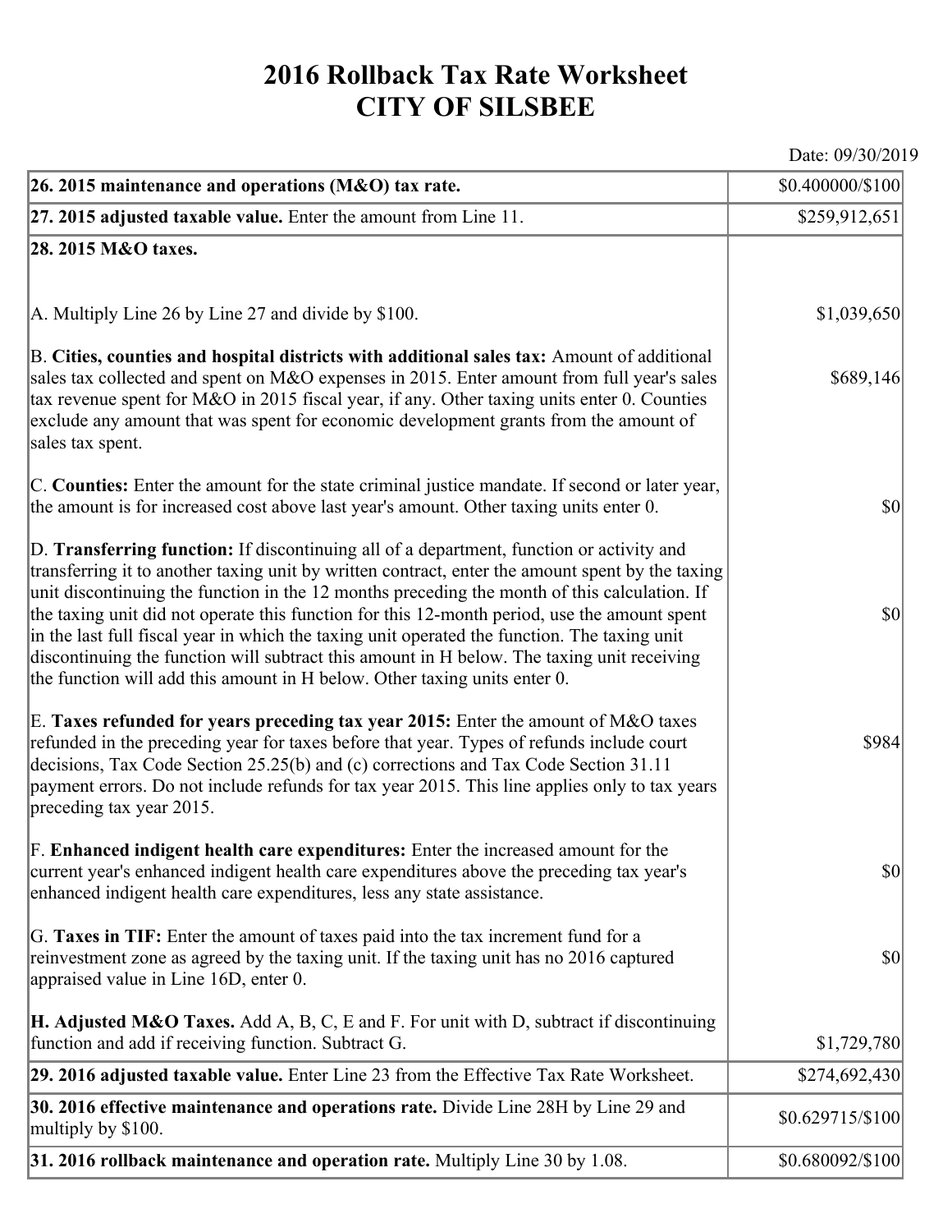# 2016 Rollback Tax Rate Worksheet
# CITY OF SILSBEE

Date: 09/30/2019

| | |
|---|---|
| **26. 2015 maintenance and operations (M&O) tax rate.** | $0.400000/$100 |
| **27. 2015 adjusted taxable value.** Enter the amount from Line 11. | $259,912,651 |
| **28. 2015 M&O taxes.** | |
| A. Multiply Line 26 by Line 27 and divide by $100. | $1,039,650 |
| B. **Cities, counties and hospital districts with additional sales tax:** Amount of additional sales tax collected and spent on M&O expenses in 2015. Enter amount from full year's sales tax revenue spent for M&O in 2015 fiscal year, if any. Other taxing units enter 0. Counties exclude any amount that was spent for economic development grants from the amount of sales tax spent. | $689,146 |
| C. **Counties:** Enter the amount for the state criminal justice mandate. If second or later year, the amount is for increased cost above last year's amount. Other taxing units enter 0. | $0 |
| D. **Transferring function:** If discontinuing all of a department, function or activity and transferring it to another taxing unit by written contract, enter the amount spent by the taxing unit discontinuing the function in the 12 months preceding the month of this calculation. If the taxing unit did not operate this function for this 12-month period, use the amount spent in the last full fiscal year in which the taxing unit operated the function. The taxing unit discontinuing the function will subtract this amount in H below. The taxing unit receiving the function will add this amount in H below. Other taxing units enter 0. | $0 |
| E. **Taxes refunded for years preceding tax year 2015:** Enter the amount of M&O taxes refunded in the preceding year for taxes before that year. Types of refunds include court decisions, Tax Code Section 25.25(b) and (c) corrections and Tax Code Section 31.11 payment errors. Do not include refunds for tax year 2015. This line applies only to tax years preceding tax year 2015. | $984 |
| F. **Enhanced indigent health care expenditures:** Enter the increased amount for the current year's enhanced indigent health care expenditures above the preceding tax year's enhanced indigent health care expenditures, less any state assistance. | $0 |
| G. **Taxes in TIF:** Enter the amount of taxes paid into the tax increment fund for a reinvestment zone as agreed by the taxing unit. If the taxing unit has no 2016 captured appraised value in Line 16D, enter 0. | $0 |
| **H. Adjusted M&O Taxes.** Add A, B, C, E and F. For unit with D, subtract if discontinuing function and add if receiving function. Subtract G. | $1,729,780 |
| **29. 2016 adjusted taxable value.** Enter Line 23 from the Effective Tax Rate Worksheet. | $274,692,430 |
| **30. 2016 effective maintenance and operations rate.** Divide Line 28H by Line 29 and multiply by $100. | $0.629715/$100 |
| **31. 2016 rollback maintenance and operation rate.** Multiply Line 30 by 1.08. | $0.680092/$100 |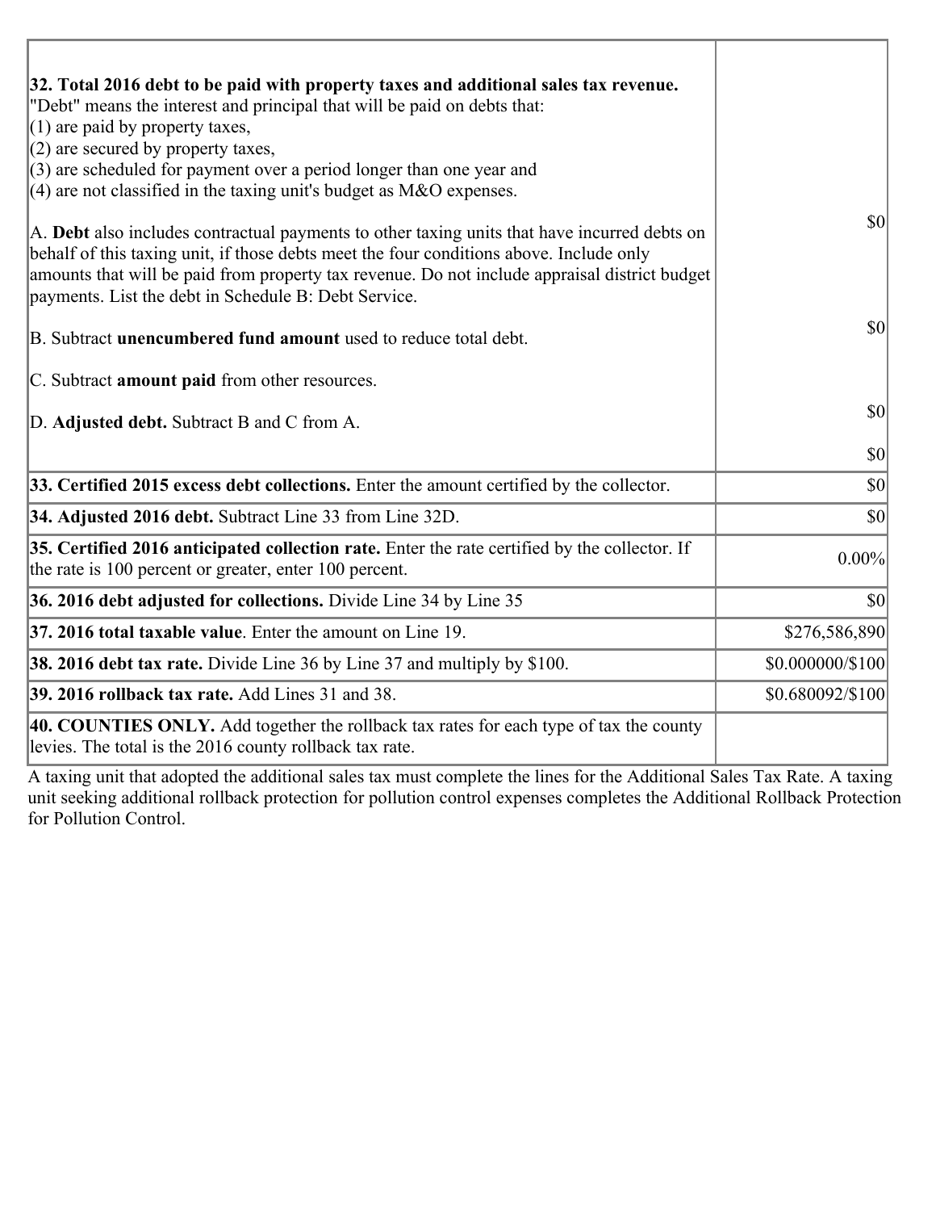| | |
|---|---|
| **32. Total 2016 debt to be paid with property taxes and additional sales tax revenue.**<br>"Debt" means the interest and principal that will be paid on debts that:<br>(1) are paid by property taxes,<br>(2) are secured by property taxes,<br>(3) are scheduled for payment over a period longer than one year and<br>(4) are not classified in the taxing unit's budget as M&O expenses.<br><br>A. **Debt** also includes contractual payments to other taxing units that have incurred debts on behalf of this taxing unit, if those debts meet the four conditions above. Include only amounts that will be paid from property tax revenue. Do not include appraisal district budget payments. List the debt in Schedule B: Debt Service.<br><br>B. Subtract **unencumbered fund amount** used to reduce total debt.<br><br>C. Subtract **amount paid** from other resources.<br><br>D. **Adjusted debt.** Subtract B and C from A. | $0<br><br>$0<br><br>$0<br><br>$0 |
| **33. Certified 2015 excess debt collections.** Enter the amount certified by the collector. | $0 |
| **34. Adjusted 2016 debt.** Subtract Line 33 from Line 32D. | $0 |
| **35. Certified 2016 anticipated collection rate.** Enter the rate certified by the collector. If the rate is 100 percent or greater, enter 100 percent. | 0.00% |
| **36. 2016 debt adjusted for collections.** Divide Line 34 by Line 35 | $0 |
| **37. 2016 total taxable value**. Enter the amount on Line 19. | $276,586,890 |
| **38. 2016 debt tax rate.** Divide Line 36 by Line 37 and multiply by $100. | $0.000000/$100 |
| **39. 2016 rollback tax rate.** Add Lines 31 and 38. | $0.680092/$100 |
| **40. COUNTIES ONLY.** Add together the rollback tax rates for each type of tax the county levies. The total is the 2016 county rollback tax rate. | |

A taxing unit that adopted the additional sales tax must complete the lines for the Additional Sales Tax Rate. A taxing unit seeking additional rollback protection for pollution control expenses completes the Additional Rollback Protection for Pollution Control.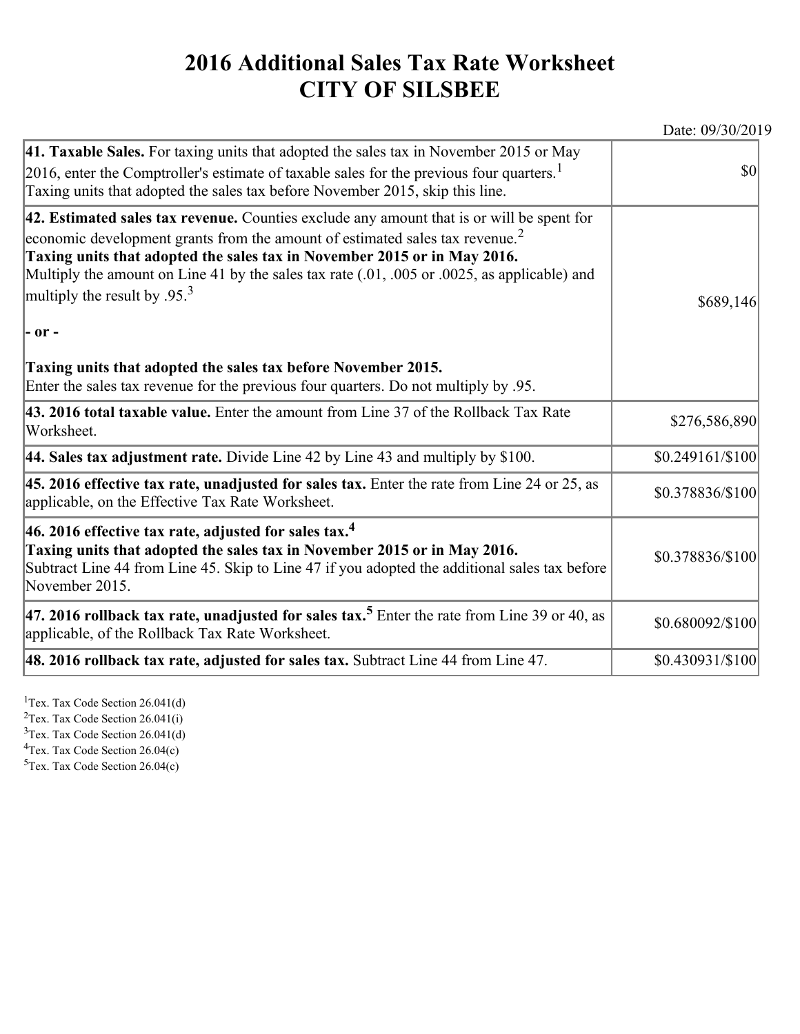# 2016 Additional Sales Tax Rate Worksheet
# CITY OF SILSBEE

Date: 09/30/2019

| | |
|---|---|
| **41. Taxable Sales.** For taxing units that adopted the sales tax in November 2015 or May 2016, enter the Comptroller's estimate of taxable sales for the previous four quarters.[1] Taxing units that adopted the sales tax before November 2015, skip this line. | $0 |
| **42. Estimated sales tax revenue.** Counties exclude any amount that is or will be spent for economic development grants from the amount of estimated sales tax revenue.[2] **Taxing units that adopted the sales tax in November 2015 or in May 2016.** Multiply the amount on Line 41 by the sales tax rate (.01, .005 or .0025, as applicable) and multiply the result by .95.[3] **- or -** **Taxing units that adopted the sales tax before November 2015.** Enter the sales tax revenue for the previous four quarters. Do not multiply by .95. | $689,146 |
| **43. 2016 total taxable value.** Enter the amount from Line 37 of the Rollback Tax Rate Worksheet. | $276,586,890 |
| **44. Sales tax adjustment rate.** Divide Line 42 by Line 43 and multiply by $100. | $0.249161/$100 |
| **45. 2016 effective tax rate, unadjusted for sales tax.** Enter the rate from Line 24 or 25, as applicable, on the Effective Tax Rate Worksheet. | $0.378836/$100 |
| **46. 2016 effective tax rate, adjusted for sales tax.[4]** **Taxing units that adopted the sales tax in November 2015 or in May 2016.** Subtract Line 44 from Line 45. Skip to Line 47 if you adopted the additional sales tax before November 2015. | $0.378836/$100 |
| **47. 2016 rollback tax rate, unadjusted for sales tax.[5]** Enter the rate from Line 39 or 40, as applicable, of the Rollback Tax Rate Worksheet. | $0.680092/$100 |
| **48. 2016 rollback tax rate, adjusted for sales tax.** Subtract Line 44 from Line 47. | $0.430931/$100 |

[1] Tex. Tax Code Section 26.041(d)
[2] Tex. Tax Code Section 26.041(i)
[3] Tex. Tax Code Section 26.041(d)
[4] Tex. Tax Code Section 26.04(c)
[5] Tex. Tax Code Section 26.04(c)